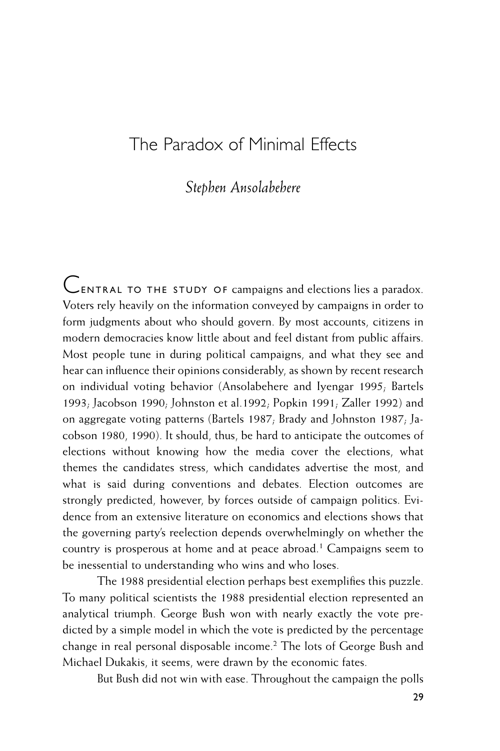# The Paradox of Minimal Effects

*Stephen Ansolabehere*

CENTRAL TO THE STUDY OF campaigns and elections lies a paradox. Voters rely heavily on the information conveyed by campaigns in order to form judgments about who should govern. By most accounts, citizens in modern democracies know little about and feel distant from public affairs. Most people tune in during political campaigns, and what they see and hear can influence their opinions considerably, as shown by recent research on individual voting behavior (Ansolabehere and Iyengar 1995; Bartels 1993; Jacobson 1990; Johnston et al.1992; Popkin 1991; Zaller 1992) and on aggregate voting patterns (Bartels 1987; Brady and Johnston 1987; Jacobson 1980, 1990). It should, thus, be hard to anticipate the outcomes of elections without knowing how the media cover the elections, what themes the candidates stress, which candidates advertise the most, and what is said during conventions and debates. Election outcomes are strongly predicted, however, by forces outside of campaign politics. Evidence from an extensive literature on economics and elections shows that the governing party's reelection depends overwhelmingly on whether the country is prosperous at home and at peace abroad.[1] Campaigns seem to be inessential to understanding who wins and who loses.

The 1988 presidential election perhaps best exemplifies this puzzle. To many political scientists the 1988 presidential election represented an analytical triumph. George Bush won with nearly exactly the vote predicted by a simple model in which the vote is predicted by the percentage change in real personal disposable income.[2] The lots of George Bush and Michael Dukakis, it seems, were drawn by the economic fates.

But Bush did not win with ease. Throughout the campaign the polls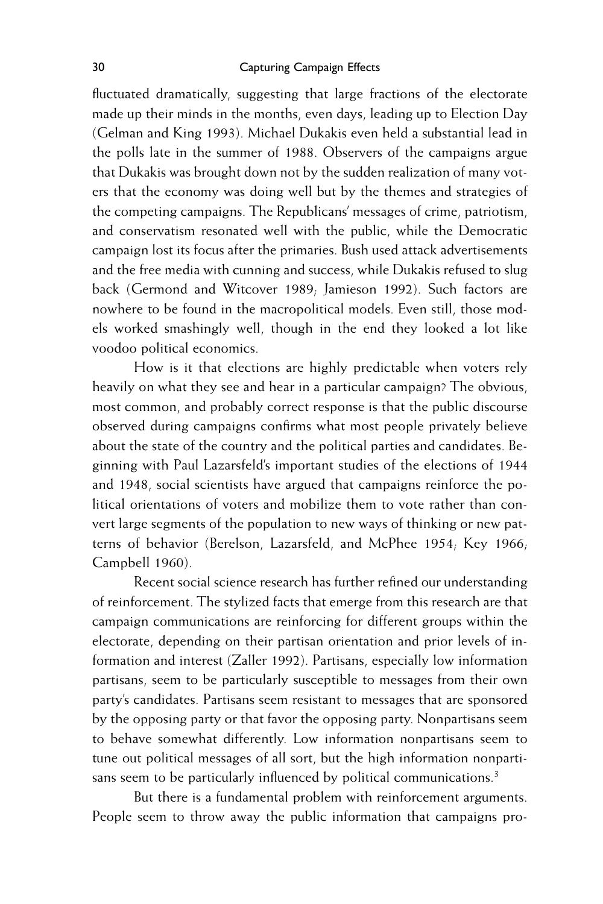fluctuated dramatically, suggesting that large fractions of the electorate made up their minds in the months, even days, leading up to Election Day (Gelman and King 1993). Michael Dukakis even held a substantial lead in the polls late in the summer of 1988. Observers of the campaigns argue that Dukakis was brought down not by the sudden realization of many voters that the economy was doing well but by the themes and strategies of the competing campaigns. The Republicans' messages of crime, patriotism, and conservatism resonated well with the public, while the Democratic campaign lost its focus after the primaries. Bush used attack advertisements and the free media with cunning and success, while Dukakis refused to slug back (Germond and Witcover 1989; Jamieson 1992). Such factors are nowhere to be found in the macropolitical models. Even still, those models worked smashingly well, though in the end they looked a lot like voodoo political economics.

How is it that elections are highly predictable when voters rely heavily on what they see and hear in a particular campaign? The obvious, most common, and probably correct response is that the public discourse observed during campaigns confirms what most people privately believe about the state of the country and the political parties and candidates. Beginning with Paul Lazarsfeld's important studies of the elections of 1944 and 1948, social scientists have argued that campaigns reinforce the political orientations of voters and mobilize them to vote rather than convert large segments of the population to new ways of thinking or new patterns of behavior (Berelson, Lazarsfeld, and McPhee 1954; Key 1966; Campbell 1960).

Recent social science research has further refined our understanding of reinforcement. The stylized facts that emerge from this research are that campaign communications are reinforcing for different groups within the electorate, depending on their partisan orientation and prior levels of information and interest (Zaller 1992). Partisans, especially low information partisans, seem to be particularly susceptible to messages from their own party's candidates. Partisans seem resistant to messages that are sponsored by the opposing party or that favor the opposing party. Nonpartisans seem to behave somewhat differently. Low information nonpartisans seem to tune out political messages of all sort, but the high information nonpartisans seem to be particularly influenced by political communications.[3]

But there is a fundamental problem with reinforcement arguments. People seem to throw away the public information that campaigns pro-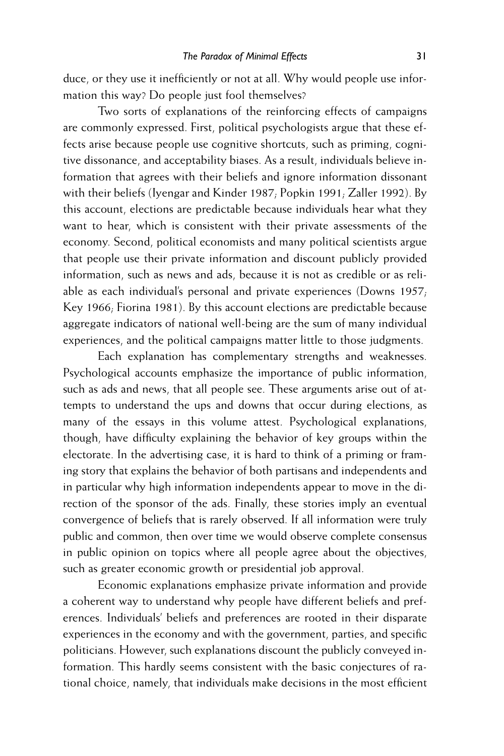duce, or they use it inefficiently or not at all. Why would people use information this way? Do people just fool themselves?

Two sorts of explanations of the reinforcing effects of campaigns are commonly expressed. First, political psychologists argue that these effects arise because people use cognitive shortcuts, such as priming, cognitive dissonance, and acceptability biases. As a result, individuals believe information that agrees with their beliefs and ignore information dissonant with their beliefs (Iyengar and Kinder 1987; Popkin 1991; Zaller 1992). By this account, elections are predictable because individuals hear what they want to hear, which is consistent with their private assessments of the economy. Second, political economists and many political scientists argue that people use their private information and discount publicly provided information, such as news and ads, because it is not as credible or as reliable as each individual's personal and private experiences (Downs 1957; Key 1966; Fiorina 1981). By this account elections are predictable because aggregate indicators of national well-being are the sum of many individual experiences, and the political campaigns matter little to those judgments.

Each explanation has complementary strengths and weaknesses. Psychological accounts emphasize the importance of public information, such as ads and news, that all people see. These arguments arise out of attempts to understand the ups and downs that occur during elections, as many of the essays in this volume attest. Psychological explanations, though, have difficulty explaining the behavior of key groups within the electorate. In the advertising case, it is hard to think of a priming or framing story that explains the behavior of both partisans and independents and in particular why high information independents appear to move in the direction of the sponsor of the ads. Finally, these stories imply an eventual convergence of beliefs that is rarely observed. If all information were truly public and common, then over time we would observe complete consensus in public opinion on topics where all people agree about the objectives, such as greater economic growth or presidential job approval.

Economic explanations emphasize private information and provide a coherent way to understand why people have different beliefs and preferences. Individuals' beliefs and preferences are rooted in their disparate experiences in the economy and with the government, parties, and specific politicians. However, such explanations discount the publicly conveyed information. This hardly seems consistent with the basic conjectures of rational choice, namely, that individuals make decisions in the most efficient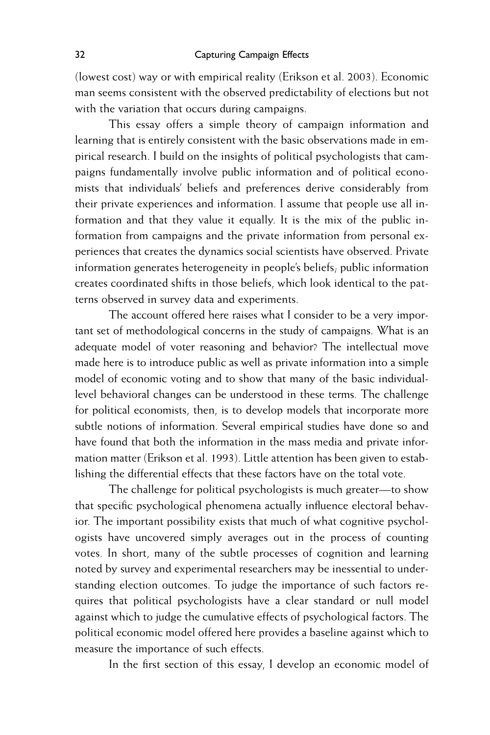(lowest cost) way or with empirical reality (Erikson et al. 2003). Economic man seems consistent with the observed predictability of elections but not with the variation that occurs during campaigns.

This essay offers a simple theory of campaign information and learning that is entirely consistent with the basic observations made in empirical research. I build on the insights of political psychologists that campaigns fundamentally involve public information and of political economists that individuals' beliefs and preferences derive considerably from their private experiences and information. I assume that people use all information and that they value it equally. It is the mix of the public information from campaigns and the private information from personal experiences that creates the dynamics social scientists have observed. Private information generates heterogeneity in people's beliefs; public information creates coordinated shifts in those beliefs, which look identical to the patterns observed in survey data and experiments.

The account offered here raises what I consider to be a very important set of methodological concerns in the study of campaigns. What is an adequate model of voter reasoning and behavior? The intellectual move made here is to introduce public as well as private information into a simple model of economic voting and to show that many of the basic individual-level behavioral changes can be understood in these terms. The challenge for political economists, then, is to develop models that incorporate more subtle notions of information. Several empirical studies have done so and have found that both the information in the mass media and private information matter (Erikson et al. 1993). Little attention has been given to establishing the differential effects that these factors have on the total vote.

The challenge for political psychologists is much greater—to show that specific psychological phenomena actually influence electoral behavior. The important possibility exists that much of what cognitive psychologists have uncovered simply averages out in the process of counting votes. In short, many of the subtle processes of cognition and learning noted by survey and experimental researchers may be inessential to understanding election outcomes. To judge the importance of such factors requires that political psychologists have a clear standard or null model against which to judge the cumulative effects of psychological factors. The political economic model offered here provides a baseline against which to measure the importance of such effects.

In the first section of this essay, I develop an economic model of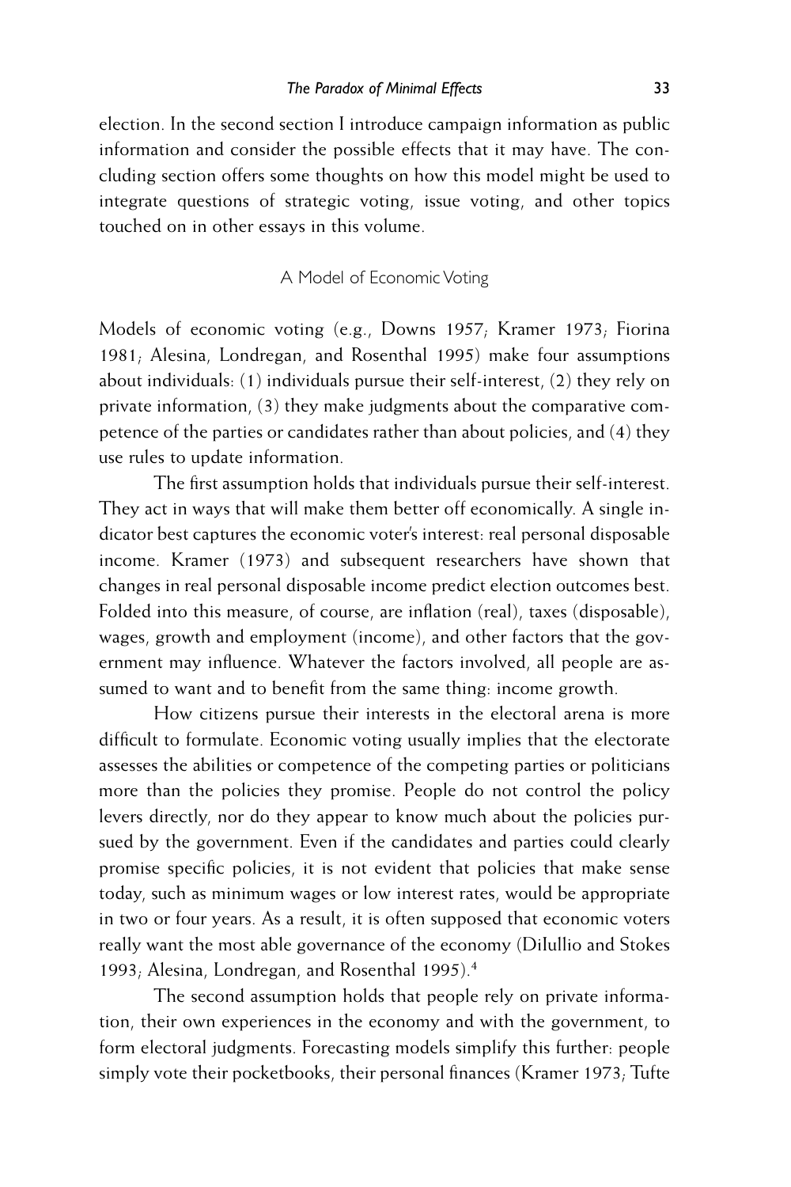election. In the second section I introduce campaign information as public information and consider the possible effects that it may have. The concluding section offers some thoughts on how this model might be used to integrate questions of strategic voting, issue voting, and other topics touched on in other essays in this volume.

## A Model of Economic Voting

Models of economic voting (e.g., Downs 1957; Kramer 1973; Fiorina 1981; Alesina, Londregan, and Rosenthal 1995) make four assumptions about individuals: (1) individuals pursue their self-interest, (2) they rely on private information, (3) they make judgments about the comparative competence of the parties or candidates rather than about policies, and (4) they use rules to update information.

The first assumption holds that individuals pursue their self-interest. They act in ways that will make them better off economically. A single indicator best captures the economic voter's interest: real personal disposable income. Kramer (1973) and subsequent researchers have shown that changes in real personal disposable income predict election outcomes best. Folded into this measure, of course, are inflation (real), taxes (disposable), wages, growth and employment (income), and other factors that the government may influence. Whatever the factors involved, all people are assumed to want and to benefit from the same thing: income growth.

How citizens pursue their interests in the electoral arena is more difficult to formulate. Economic voting usually implies that the electorate assesses the abilities or competence of the competing parties or politicians more than the policies they promise. People do not control the policy levers directly, nor do they appear to know much about the policies pursued by the government. Even if the candidates and parties could clearly promise specific policies, it is not evident that policies that make sense today, such as minimum wages or low interest rates, would be appropriate in two or four years. As a result, it is often supposed that economic voters really want the most able governance of the economy (DiIullio and Stokes 1993; Alesina, Londregan, and Rosenthal 1995).[4]

The second assumption holds that people rely on private information, their own experiences in the economy and with the government, to form electoral judgments. Forecasting models simplify this further: people simply vote their pocketbooks, their personal finances (Kramer 1973; Tufte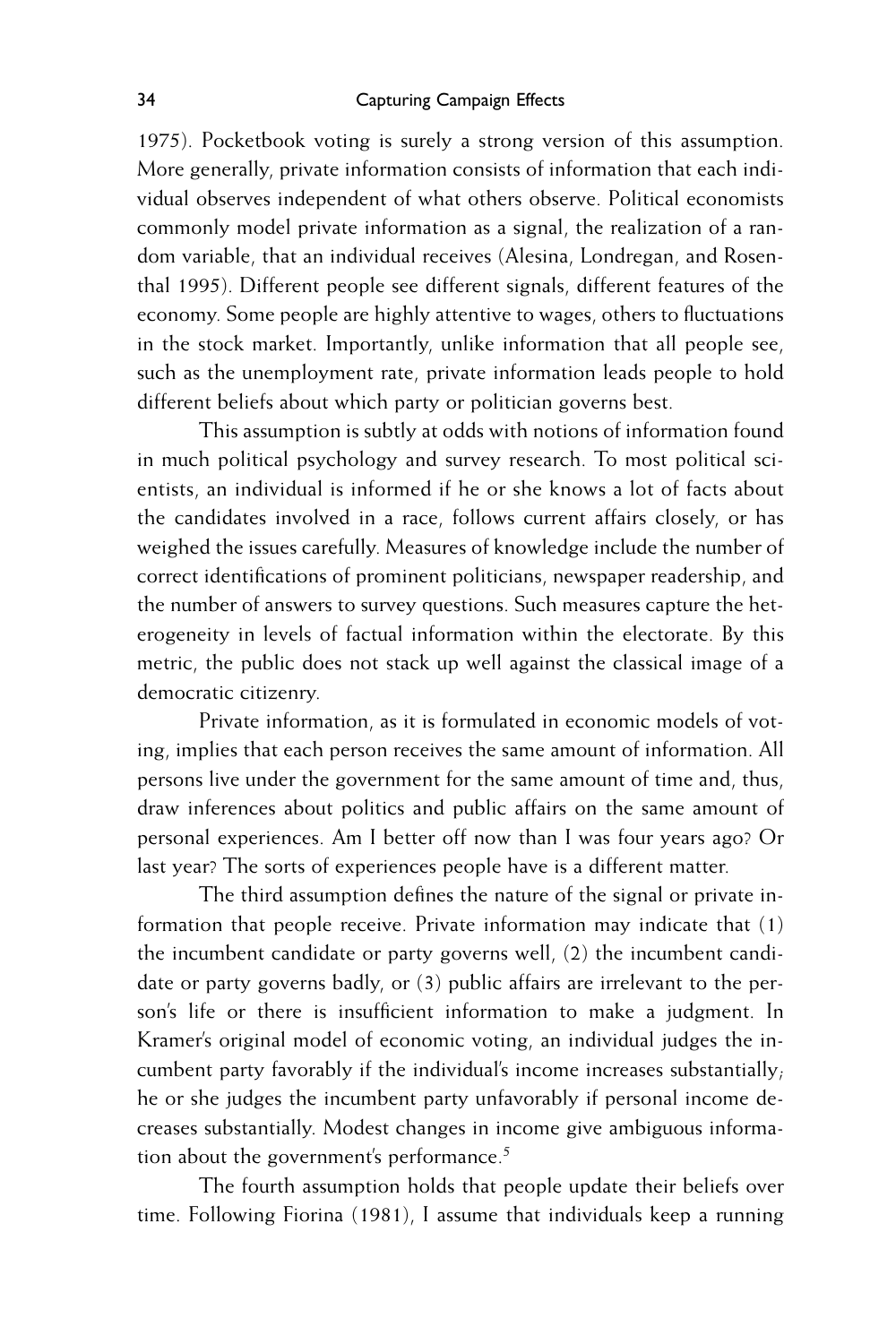1975). Pocketbook voting is surely a strong version of this assumption. More generally, private information consists of information that each individual observes independent of what others observe. Political economists commonly model private information as a signal, the realization of a random variable, that an individual receives (Alesina, Londregan, and Rosenthal 1995). Different people see different signals, different features of the economy. Some people are highly attentive to wages, others to fluctuations in the stock market. Importantly, unlike information that all people see, such as the unemployment rate, private information leads people to hold different beliefs about which party or politician governs best.

This assumption is subtly at odds with notions of information found in much political psychology and survey research. To most political scientists, an individual is informed if he or she knows a lot of facts about the candidates involved in a race, follows current affairs closely, or has weighed the issues carefully. Measures of knowledge include the number of correct identifications of prominent politicians, newspaper readership, and the number of answers to survey questions. Such measures capture the heterogeneity in levels of factual information within the electorate. By this metric, the public does not stack up well against the classical image of a democratic citizenry.

Private information, as it is formulated in economic models of voting, implies that each person receives the same amount of information. All persons live under the government for the same amount of time and, thus, draw inferences about politics and public affairs on the same amount of personal experiences. Am I better off now than I was four years ago? Or last year? The sorts of experiences people have is a different matter.

The third assumption defines the nature of the signal or private information that people receive. Private information may indicate that (1) the incumbent candidate or party governs well, (2) the incumbent candidate or party governs badly, or (3) public affairs are irrelevant to the person's life or there is insufficient information to make a judgment. In Kramer's original model of economic voting, an individual judges the incumbent party favorably if the individual's income increases substantially; he or she judges the incumbent party unfavorably if personal income decreases substantially. Modest changes in income give ambiguous information about the government's performance.[5]

The fourth assumption holds that people update their beliefs over time. Following Fiorina (1981), I assume that individuals keep a running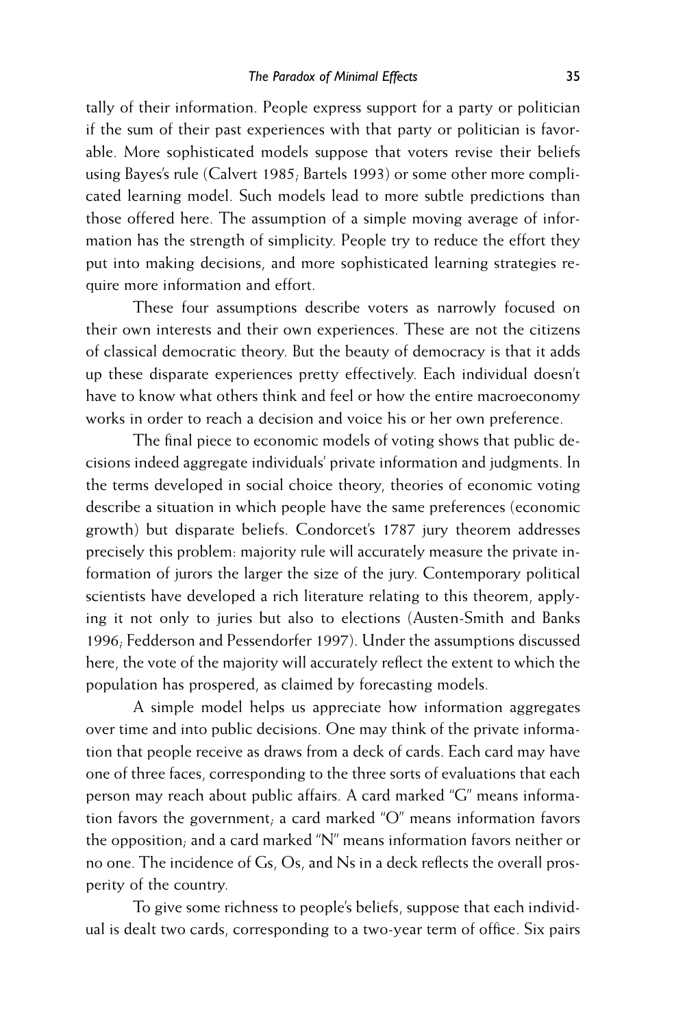tally of their information. People express support for a party or politician if the sum of their past experiences with that party or politician is favorable. More sophisticated models suppose that voters revise their beliefs using Bayes's rule (Calvert 1985; Bartels 1993) or some other more complicated learning model. Such models lead to more subtle predictions than those offered here. The assumption of a simple moving average of information has the strength of simplicity. People try to reduce the effort they put into making decisions, and more sophisticated learning strategies require more information and effort.

These four assumptions describe voters as narrowly focused on their own interests and their own experiences. These are not the citizens of classical democratic theory. But the beauty of democracy is that it adds up these disparate experiences pretty effectively. Each individual doesn't have to know what others think and feel or how the entire macroeconomy works in order to reach a decision and voice his or her own preference.

The final piece to economic models of voting shows that public decisions indeed aggregate individuals' private information and judgments. In the terms developed in social choice theory, theories of economic voting describe a situation in which people have the same preferences (economic growth) but disparate beliefs. Condorcet's 1787 jury theorem addresses precisely this problem: majority rule will accurately measure the private information of jurors the larger the size of the jury. Contemporary political scientists have developed a rich literature relating to this theorem, applying it not only to juries but also to elections (Austen-Smith and Banks 1996; Fedderson and Pessendorfer 1997). Under the assumptions discussed here, the vote of the majority will accurately reflect the extent to which the population has prospered, as claimed by forecasting models.

A simple model helps us appreciate how information aggregates over time and into public decisions. One may think of the private information that people receive as draws from a deck of cards. Each card may have one of three faces, corresponding to the three sorts of evaluations that each person may reach about public affairs. A card marked "G" means information favors the government; a card marked "O" means information favors the opposition; and a card marked "N" means information favors neither or no one. The incidence of Gs, Os, and Ns in a deck reflects the overall prosperity of the country.

To give some richness to people's beliefs, suppose that each individual is dealt two cards, corresponding to a two-year term of office. Six pairs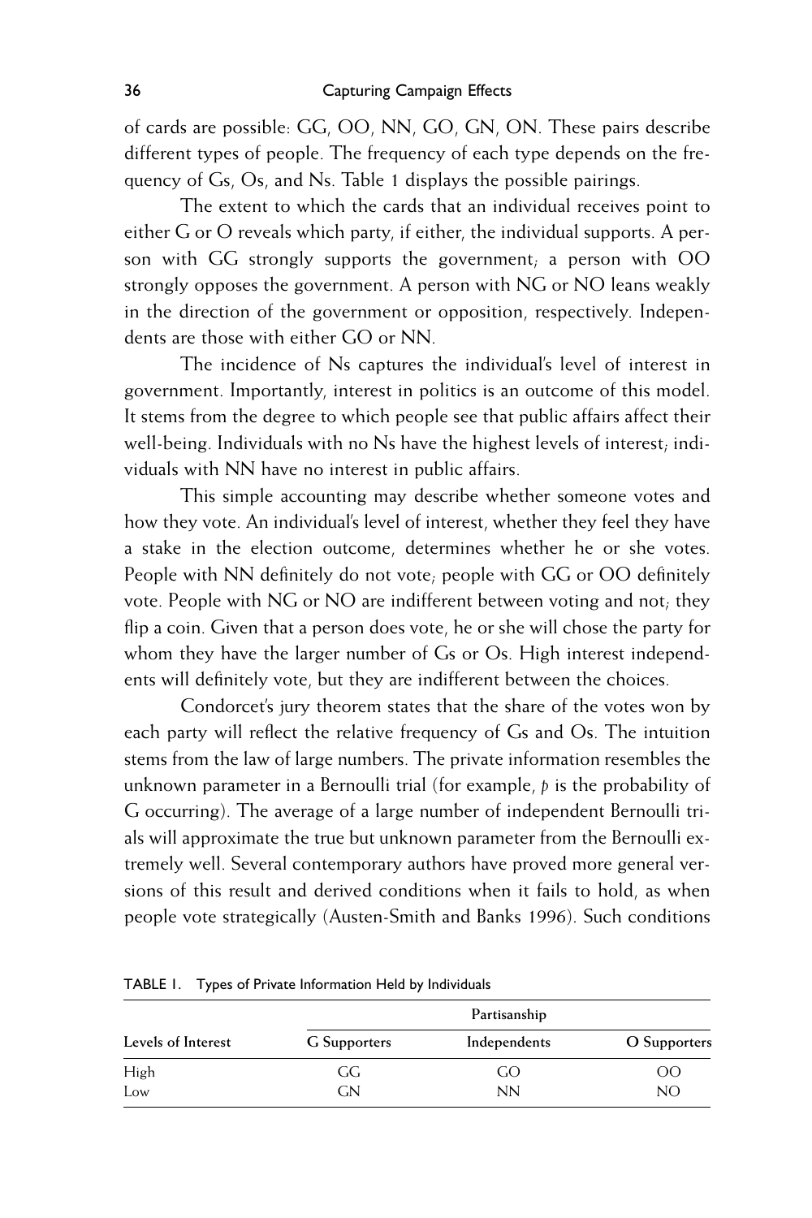of cards are possible: GG, OO, NN, GO, GN, ON. These pairs describe different types of people. The frequency of each type depends on the frequency of Gs, Os, and Ns. Table 1 displays the possible pairings.

The extent to which the cards that an individual receives point to either G or O reveals which party, if either, the individual supports. A person with GG strongly supports the government; a person with OO strongly opposes the government. A person with NG or NO leans weakly in the direction of the government or opposition, respectively. Independents are those with either GO or NN.

The incidence of Ns captures the individual's level of interest in government. Importantly, interest in politics is an outcome of this model. It stems from the degree to which people see that public affairs affect their well-being. Individuals with no Ns have the highest levels of interest; individuals with NN have no interest in public affairs.

This simple accounting may describe whether someone votes and how they vote. An individual's level of interest, whether they feel they have a stake in the election outcome, determines whether he or she votes. People with NN definitely do not vote; people with GG or OO definitely vote. People with NG or NO are indifferent between voting and not; they flip a coin. Given that a person does vote, he or she will chose the party for whom they have the larger number of Gs or Os. High interest independents will definitely vote, but they are indifferent between the choices.

Condorcet's jury theorem states that the share of the votes won by each party will reflect the relative frequency of Gs and Os. The intuition stems from the law of large numbers. The private information resembles the unknown parameter in a Bernoulli trial (for example, $p$ is the probability of G occurring). The average of a large number of independent Bernoulli trials will approximate the true but unknown parameter from the Bernoulli extremely well. Several contemporary authors have proved more general versions of this result and derived conditions when it fails to hold, as when people vote strategically (Austen-Smith and Banks 1996). Such conditions

TABLE 1. Types of Private Information Held by Individuals

| | Partisanship | | |
|---|---|---|---|
| Levels of Interest | G Supporters | Independents | O Supporters |
| High | GG | GO | OO |
| Low | GN | NN | NO |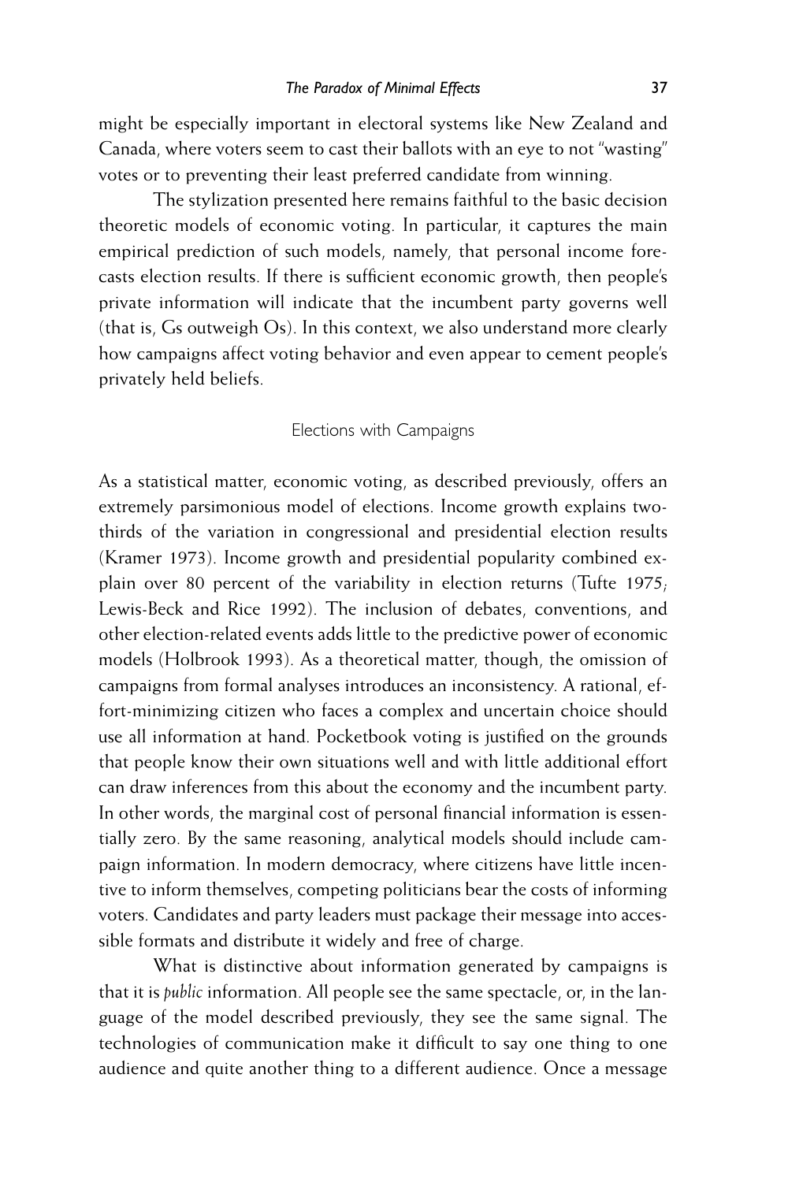might be especially important in electoral systems like New Zealand and Canada, where voters seem to cast their ballots with an eye to not "wasting" votes or to preventing their least preferred candidate from winning.

The stylization presented here remains faithful to the basic decision theoretic models of economic voting. In particular, it captures the main empirical prediction of such models, namely, that personal income forecasts election results. If there is sufficient economic growth, then people's private information will indicate that the incumbent party governs well (that is, Gs outweigh Os). In this context, we also understand more clearly how campaigns affect voting behavior and even appear to cement people's privately held beliefs.

## Elections with Campaigns

As a statistical matter, economic voting, as described previously, offers an extremely parsimonious model of elections. Income growth explains two-thirds of the variation in congressional and presidential election results (Kramer 1973). Income growth and presidential popularity combined explain over 80 percent of the variability in election returns (Tufte 1975; Lewis-Beck and Rice 1992). The inclusion of debates, conventions, and other election-related events adds little to the predictive power of economic models (Holbrook 1993). As a theoretical matter, though, the omission of campaigns from formal analyses introduces an inconsistency. A rational, effort-minimizing citizen who faces a complex and uncertain choice should use all information at hand. Pocketbook voting is justified on the grounds that people know their own situations well and with little additional effort can draw inferences from this about the economy and the incumbent party. In other words, the marginal cost of personal financial information is essentially zero. By the same reasoning, analytical models should include campaign information. In modern democracy, where citizens have little incentive to inform themselves, competing politicians bear the costs of informing voters. Candidates and party leaders must package their message into accessible formats and distribute it widely and free of charge.

What is distinctive about information generated by campaigns is that it is *public* information. All people see the same spectacle, or, in the language of the model described previously, they see the same signal. The technologies of communication make it difficult to say one thing to one audience and quite another thing to a different audience. Once a message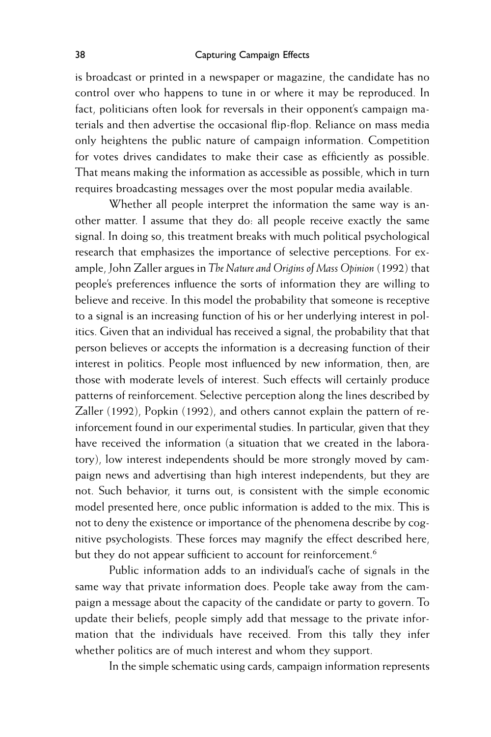is broadcast or printed in a newspaper or magazine, the candidate has no control over who happens to tune in or where it may be reproduced. In fact, politicians often look for reversals in their opponent's campaign materials and then advertise the occasional flip-flop. Reliance on mass media only heightens the public nature of campaign information. Competition for votes drives candidates to make their case as efficiently as possible. That means making the information as accessible as possible, which in turn requires broadcasting messages over the most popular media available.

Whether all people interpret the information the same way is another matter. I assume that they do: all people receive exactly the same signal. In doing so, this treatment breaks with much political psychological research that emphasizes the importance of selective perceptions. For example, John Zaller argues in *The Nature and Origins of Mass Opinion* (1992) that people's preferences influence the sorts of information they are willing to believe and receive. In this model the probability that someone is receptive to a signal is an increasing function of his or her underlying interest in politics. Given that an individual has received a signal, the probability that that person believes or accepts the information is a decreasing function of their interest in politics. People most influenced by new information, then, are those with moderate levels of interest. Such effects will certainly produce patterns of reinforcement. Selective perception along the lines described by Zaller (1992), Popkin (1992), and others cannot explain the pattern of reinforcement found in our experimental studies. In particular, given that they have received the information (a situation that we created in the laboratory), low interest independents should be more strongly moved by campaign news and advertising than high interest independents, but they are not. Such behavior, it turns out, is consistent with the simple economic model presented here, once public information is added to the mix. This is not to deny the existence or importance of the phenomena describe by cognitive psychologists. These forces may magnify the effect described here, but they do not appear sufficient to account for reinforcement.[6]

Public information adds to an individual's cache of signals in the same way that private information does. People take away from the campaign a message about the capacity of the candidate or party to govern. To update their beliefs, people simply add that message to the private information that the individuals have received. From this tally they infer whether politics are of much interest and whom they support.

In the simple schematic using cards, campaign information represents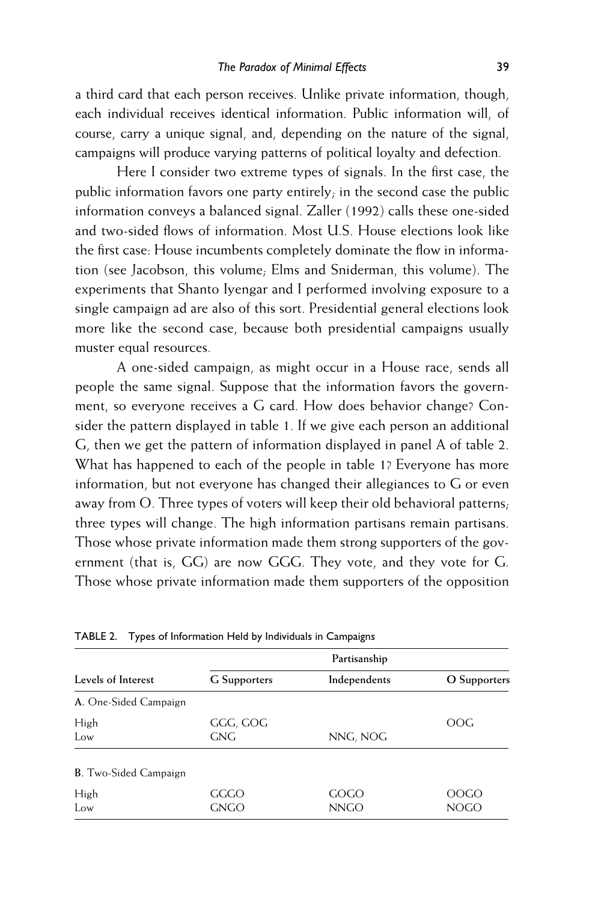a third card that each person receives. Unlike private information, though, each individual receives identical information. Public information will, of course, carry a unique signal, and, depending on the nature of the signal, campaigns will produce varying patterns of political loyalty and defection.

Here I consider two extreme types of signals. In the first case, the public information favors one party entirely; in the second case the public information conveys a balanced signal. Zaller (1992) calls these one-sided and two-sided flows of information. Most U.S. House elections look like the first case: House incumbents completely dominate the flow in information (see Jacobson, this volume; Elms and Sniderman, this volume). The experiments that Shanto Iyengar and I performed involving exposure to a single campaign ad are also of this sort. Presidential general elections look more like the second case, because both presidential campaigns usually muster equal resources.

A one-sided campaign, as might occur in a House race, sends all people the same signal. Suppose that the information favors the government, so everyone receives a G card. How does behavior change? Consider the pattern displayed in table 1. If we give each person an additional G, then we get the pattern of information displayed in panel A of table 2. What has happened to each of the people in table 1? Everyone has more information, but not everyone has changed their allegiances to G or even away from O. Three types of voters will keep their old behavioral patterns; three types will change. The high information partisans remain partisans. Those whose private information made them strong supporters of the government (that is, GG) are now GGG. They vote, and they vote for G. Those whose private information made them supporters of the opposition

TABLE 2. Types of Information Held by Individuals in Campaigns

| Levels of Interest | Partisanship | | |
|---|---|---|---|
| | G Supporters | Independents | O Supporters |
| A. One-Sided Campaign | | | |
| High | GGG, GOG | | OOG |
| Low | GNG | NNG, NOG | |
| B. Two-Sided Campaign | | | |
| High | GGGO | GOGO | OOGO |
| Low | GNGO | NNGO | NOGO |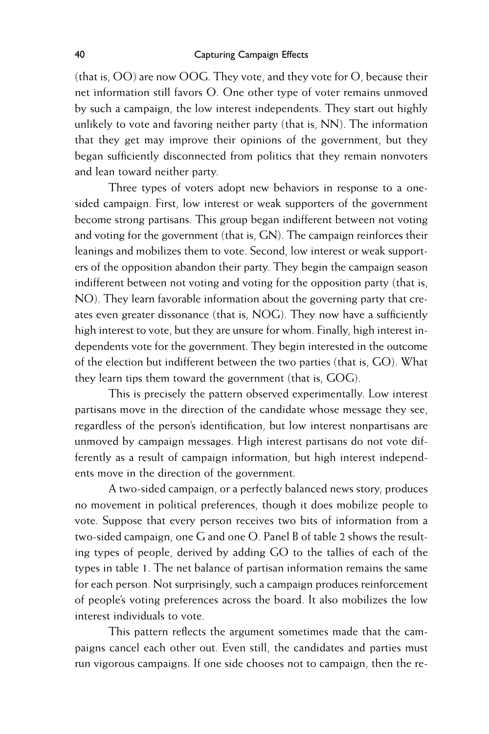(that is, OO) are now OOG. They vote, and they vote for O, because their net information still favors O. One other type of voter remains unmoved by such a campaign, the low interest independents. They start out highly unlikely to vote and favoring neither party (that is, NN). The information that they get may improve their opinions of the government, but they began sufficiently disconnected from politics that they remain nonvoters and lean toward neither party.

Three types of voters adopt new behaviors in response to a one-sided campaign. First, low interest or weak supporters of the government become strong partisans. This group began indifferent between not voting and voting for the government (that is, GN). The campaign reinforces their leanings and mobilizes them to vote. Second, low interest or weak supporters of the opposition abandon their party. They begin the campaign season indifferent between not voting and voting for the opposition party (that is, NO). They learn favorable information about the governing party that creates even greater dissonance (that is, NOG). They now have a sufficiently high interest to vote, but they are unsure for whom. Finally, high interest independents vote for the government. They begin interested in the outcome of the election but indifferent between the two parties (that is, GO). What they learn tips them toward the government (that is, GOG).

This is precisely the pattern observed experimentally. Low interest partisans move in the direction of the candidate whose message they see, regardless of the person's identification, but low interest nonpartisans are unmoved by campaign messages. High interest partisans do not vote differently as a result of campaign information, but high interest independents move in the direction of the government.

A two-sided campaign, or a perfectly balanced news story, produces no movement in political preferences, though it does mobilize people to vote. Suppose that every person receives two bits of information from a two-sided campaign, one G and one O. Panel B of table 2 shows the resulting types of people, derived by adding GO to the tallies of each of the types in table 1. The net balance of partisan information remains the same for each person. Not surprisingly, such a campaign produces reinforcement of people's voting preferences across the board. It also mobilizes the low interest individuals to vote.

This pattern reflects the argument sometimes made that the campaigns cancel each other out. Even still, the candidates and parties must run vigorous campaigns. If one side chooses not to campaign, then the re-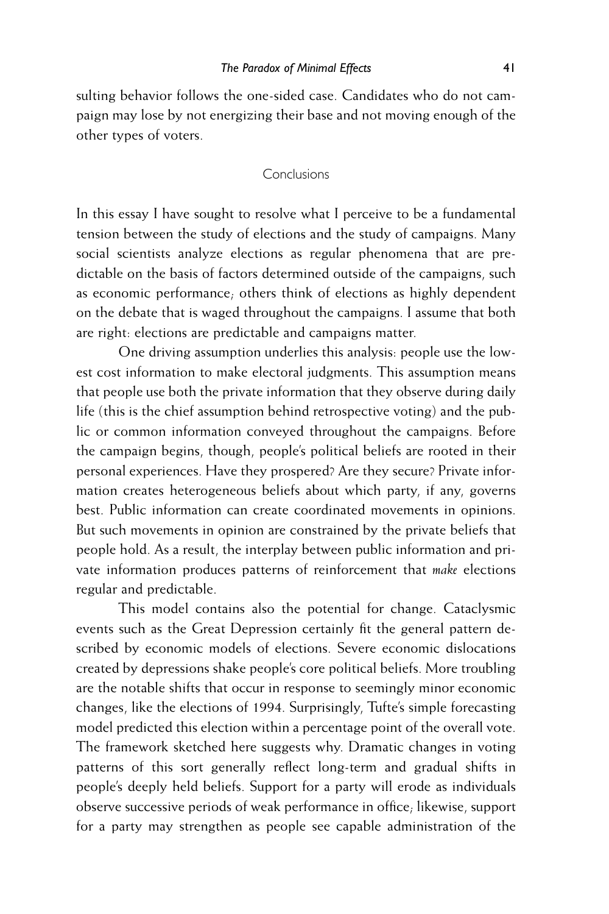sulting behavior follows the one-sided case. Candidates who do not campaign may lose by not energizing their base and not moving enough of the other types of voters.

## Conclusions

In this essay I have sought to resolve what I perceive to be a fundamental tension between the study of elections and the study of campaigns. Many social scientists analyze elections as regular phenomena that are predictable on the basis of factors determined outside of the campaigns, such as economic performance; others think of elections as highly dependent on the debate that is waged throughout the campaigns. I assume that both are right: elections are predictable and campaigns matter.

One driving assumption underlies this analysis: people use the lowest cost information to make electoral judgments. This assumption means that people use both the private information that they observe during daily life (this is the chief assumption behind retrospective voting) and the public or common information conveyed throughout the campaigns. Before the campaign begins, though, people's political beliefs are rooted in their personal experiences. Have they prospered? Are they secure? Private information creates heterogeneous beliefs about which party, if any, governs best. Public information can create coordinated movements in opinions. But such movements in opinion are constrained by the private beliefs that people hold. As a result, the interplay between public information and private information produces patterns of reinforcement that *make* elections regular and predictable.

This model contains also the potential for change. Cataclysmic events such as the Great Depression certainly fit the general pattern described by economic models of elections. Severe economic dislocations created by depressions shake people's core political beliefs. More troubling are the notable shifts that occur in response to seemingly minor economic changes, like the elections of 1994. Surprisingly, Tufte's simple forecasting model predicted this election within a percentage point of the overall vote. The framework sketched here suggests why. Dramatic changes in voting patterns of this sort generally reflect long-term and gradual shifts in people's deeply held beliefs. Support for a party will erode as individuals observe successive periods of weak performance in office; likewise, support for a party may strengthen as people see capable administration of the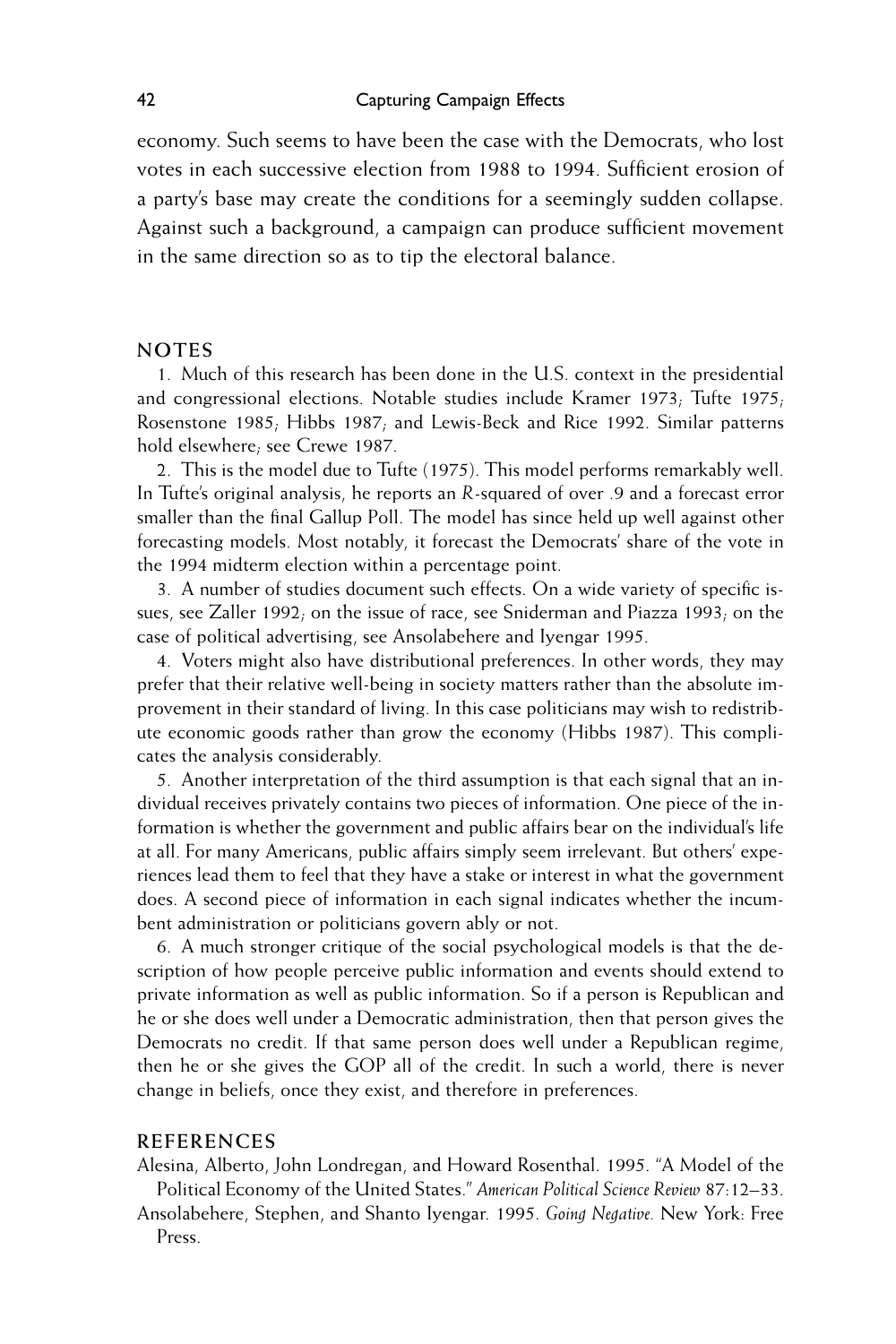economy. Such seems to have been the case with the Democrats, who lost votes in each successive election from 1988 to 1994. Sufficient erosion of a party's base may create the conditions for a seemingly sudden collapse. Against such a background, a campaign can produce sufficient movement in the same direction so as to tip the electoral balance.

## NOTES

1. Much of this research has been done in the U.S. context in the presidential and congressional elections. Notable studies include Kramer 1973; Tufte 1975; Rosenstone 1985; Hibbs 1987; and Lewis-Beck and Rice 1992. Similar patterns hold elsewhere; see Crewe 1987.

2. This is the model due to Tufte (1975). This model performs remarkably well. In Tufte's original analysis, he reports an $R$-squared of over .9 and a forecast error smaller than the final Gallup Poll. The model has since held up well against other forecasting models. Most notably, it forecast the Democrats' share of the vote in the 1994 midterm election within a percentage point.

3. A number of studies document such effects. On a wide variety of specific issues, see Zaller 1992; on the issue of race, see Sniderman and Piazza 1993; on the case of political advertising, see Ansolabehere and Iyengar 1995.

4. Voters might also have distributional preferences. In other words, they may prefer that their relative well-being in society matters rather than the absolute improvement in their standard of living. In this case politicians may wish to redistribute economic goods rather than grow the economy (Hibbs 1987). This complicates the analysis considerably.

5. Another interpretation of the third assumption is that each signal that an individual receives privately contains two pieces of information. One piece of the information is whether the government and public affairs bear on the individual's life at all. For many Americans, public affairs simply seem irrelevant. But others' experiences lead them to feel that they have a stake or interest in what the government does. A second piece of information in each signal indicates whether the incumbent administration or politicians govern ably or not.

6. A much stronger critique of the social psychological models is that the description of how people perceive public information and events should extend to private information as well as public information. So if a person is Republican and he or she does well under a Democratic administration, then that person gives the Democrats no credit. If that same person does well under a Republican regime, then he or she gives the GOP all of the credit. In such a world, there is never change in beliefs, once they exist, and therefore in preferences.

## REFERENCES

Alesina, Alberto, John Londregan, and Howard Rosenthal. 1995. "A Model of the Political Economy of the United States." *American Political Science Review* 87:12–33.

Ansolabehere, Stephen, and Shanto Iyengar. 1995. *Going Negative.* New York: Free Press.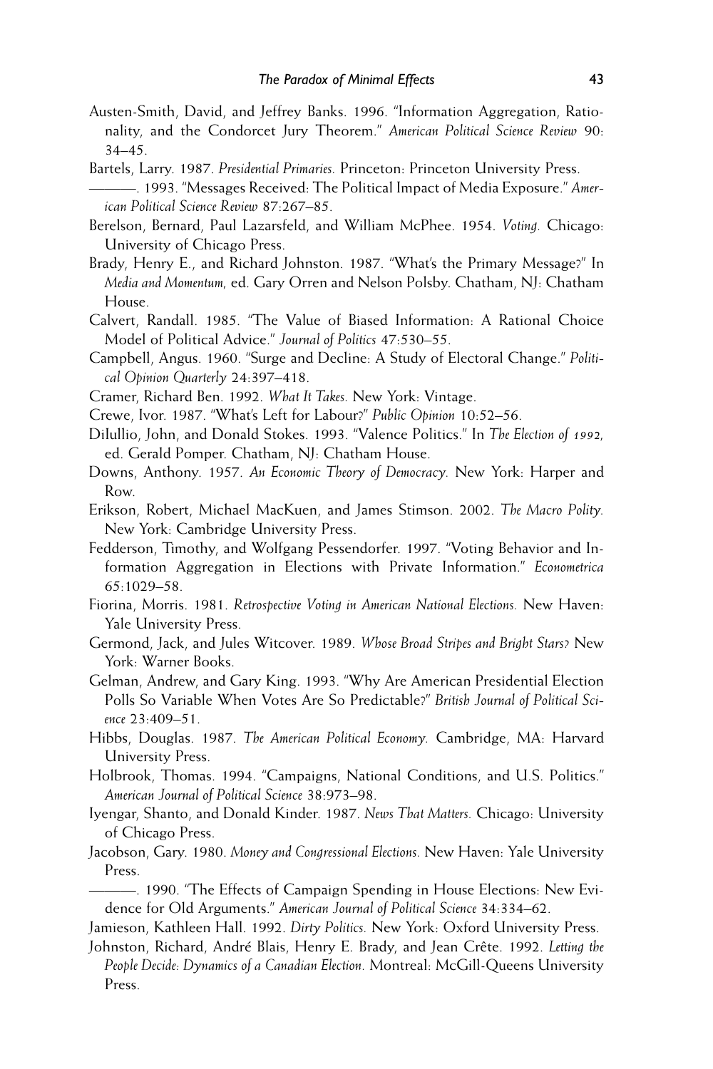Austen-Smith, David, and Jeffrey Banks. 1996. "Information Aggregation, Rationality, and the Condorcet Jury Theorem." *American Political Science Review* 90: 34–45.

Bartels, Larry. 1987. *Presidential Primaries.* Princeton: Princeton University Press.

———. 1993. "Messages Received: The Political Impact of Media Exposure." *American Political Science Review* 87:267–85.

Berelson, Bernard, Paul Lazarsfeld, and William McPhee. 1954. *Voting.* Chicago: University of Chicago Press.

Brady, Henry E., and Richard Johnston. 1987. "What's the Primary Message?" In *Media and Momentum,* ed. Gary Orren and Nelson Polsby. Chatham, NJ: Chatham House.

Calvert, Randall. 1985. "The Value of Biased Information: A Rational Choice Model of Political Advice." *Journal of Politics* 47:530–55.

Campbell, Angus. 1960. "Surge and Decline: A Study of Electoral Change." *Political Opinion Quarterly* 24:397–418.

Cramer, Richard Ben. 1992. *What It Takes.* New York: Vintage.

Crewe, Ivor. 1987. "What's Left for Labour?" *Public Opinion* 10:52–56.

DiIullio, John, and Donald Stokes. 1993. "Valence Politics." In *The Election of 1992,* ed. Gerald Pomper. Chatham, NJ: Chatham House.

Downs, Anthony. 1957. *An Economic Theory of Democracy.* New York: Harper and Row.

Erikson, Robert, Michael MacKuen, and James Stimson. 2002. *The Macro Polity.* New York: Cambridge University Press.

Fedderson, Timothy, and Wolfgang Pessendorfer. 1997. "Voting Behavior and Information Aggregation in Elections with Private Information." *Econometrica* 65:1029–58.

Fiorina, Morris. 1981. *Retrospective Voting in American National Elections.* New Haven: Yale University Press.

Germond, Jack, and Jules Witcover. 1989. *Whose Broad Stripes and Bright Stars?* New York: Warner Books.

Gelman, Andrew, and Gary King. 1993. "Why Are American Presidential Election Polls So Variable When Votes Are So Predictable?" *British Journal of Political Science* 23:409–51.

Hibbs, Douglas. 1987. *The American Political Economy.* Cambridge, MA: Harvard University Press.

Holbrook, Thomas. 1994. "Campaigns, National Conditions, and U.S. Politics." *American Journal of Political Science* 38:973–98.

Iyengar, Shanto, and Donald Kinder. 1987. *News That Matters.* Chicago: University of Chicago Press.

Jacobson, Gary. 1980. *Money and Congressional Elections.* New Haven: Yale University Press.

———. 1990. "The Effects of Campaign Spending in House Elections: New Evidence for Old Arguments." *American Journal of Political Science* 34:334–62.

Jamieson, Kathleen Hall. 1992. *Dirty Politics.* New York: Oxford University Press.

Johnston, Richard, André Blais, Henry E. Brady, and Jean Crête. 1992. *Letting the People Decide: Dynamics of a Canadian Election.* Montreal: McGill-Queens University Press.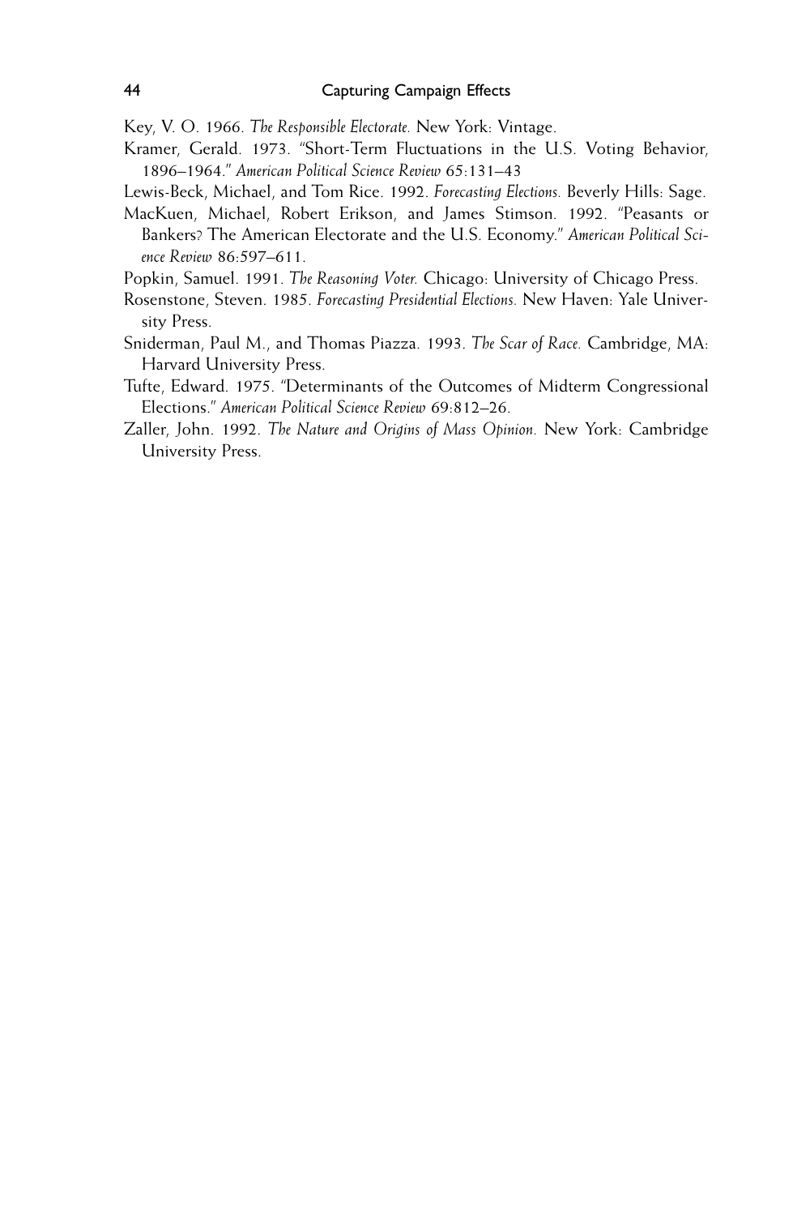Key, V. O. 1966. *The Responsible Electorate.* New York: Vintage.

Kramer, Gerald. 1973. "Short-Term Fluctuations in the U.S. Voting Behavior, 1896–1964." *American Political Science Review* 65:131–43

Lewis-Beck, Michael, and Tom Rice. 1992. *Forecasting Elections.* Beverly Hills: Sage.

MacKuen, Michael, Robert Erikson, and James Stimson. 1992. "Peasants or Bankers? The American Electorate and the U.S. Economy." *American Political Science Review* 86:597–611.

Popkin, Samuel. 1991. *The Reasoning Voter.* Chicago: University of Chicago Press.

Rosenstone, Steven. 1985. *Forecasting Presidential Elections.* New Haven: Yale University Press.

Sniderman, Paul M., and Thomas Piazza. 1993. *The Scar of Race.* Cambridge, MA: Harvard University Press.

Tufte, Edward. 1975. "Determinants of the Outcomes of Midterm Congressional Elections." *American Political Science Review* 69:812–26.

Zaller, John. 1992. *The Nature and Origins of Mass Opinion.* New York: Cambridge University Press.